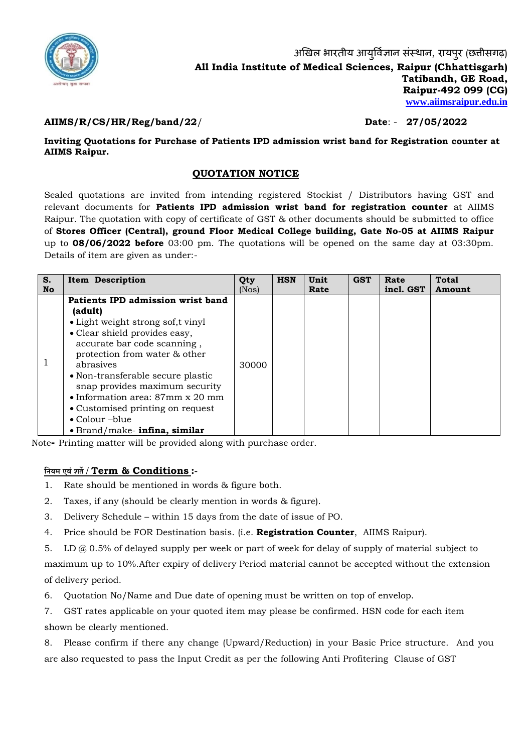अखिल भारतीय आयुर्विज्ञान संस्थान, रायपुर (छत्तीसगढ़)
**All India Institute of Medical Sciences, Raipur (Chhattisgarh)**
**Tatibandh, GE Road,**
**Raipur-492 099 (CG)**
**www.aiimsraipur.edu.in**

**AIIMS/R/CS/HR/Reg/band/22/** **Date**: - **27/05/2022**

**Inviting Quotations for Purchase of Patients IPD admission wrist band for Registration counter at AIIMS Raipur.**

## QUOTATION NOTICE

Sealed quotations are invited from intending registered Stockist / Distributors having GST and relevant documents for **Patients IPD admission wrist band for registration counter** at AIIMS Raipur. The quotation with copy of certificate of GST & other documents should be submitted to office of **Stores Officer (Central), ground Floor Medical College building, Gate No-05 at AIIMS Raipur** up to **08/06/2022 before** 03:00 pm. The quotations will be opened on the same day at 03:30pm. Details of item are given as under:-

| S. No | Item Description | Qty (Nos) | HSN | Unit Rate | GST | Rate incl. GST | Total Amount |
|---|---|---|---|---|---|---|---|
| 1 | **Patients IPD admission wrist band (adult)**<br>• Light weight strong sof,t vinyl<br>• Clear shield provides easy, accurate bar code scanning , protection from water & other abrasives<br>• Non-transferable secure plastic snap provides maximum security<br>• Information area: 87mm x 20 mm<br>• Customised printing on request<br>• Colour –blue<br>• Brand/make- **infina, similar** | 30000 | | | | | |

Note**-** Printing matter will be provided along with purchase order.

**नियम एवं शर्ते / Term & Conditions :-**

1. Rate should be mentioned in words & figure both.
2. Taxes, if any (should be clearly mention in words & figure).
3. Delivery Schedule – within 15 days from the date of issue of PO.
4. Price should be FOR Destination basis. (i.e. **Registration Counter**, AIIMS Raipur).
5. LD @ 0.5% of delayed supply per week or part of week for delay of supply of material subject to maximum up to 10%.After expiry of delivery Period material cannot be accepted without the extension of delivery period.
6. Quotation No/Name and Due date of opening must be written on top of envelop.
7. GST rates applicable on your quoted item may please be confirmed. HSN code for each item shown be clearly mentioned.
8. Please confirm if there any change (Upward/Reduction) in your Basic Price structure. And you are also requested to pass the Input Credit as per the following Anti Profitering Clause of GST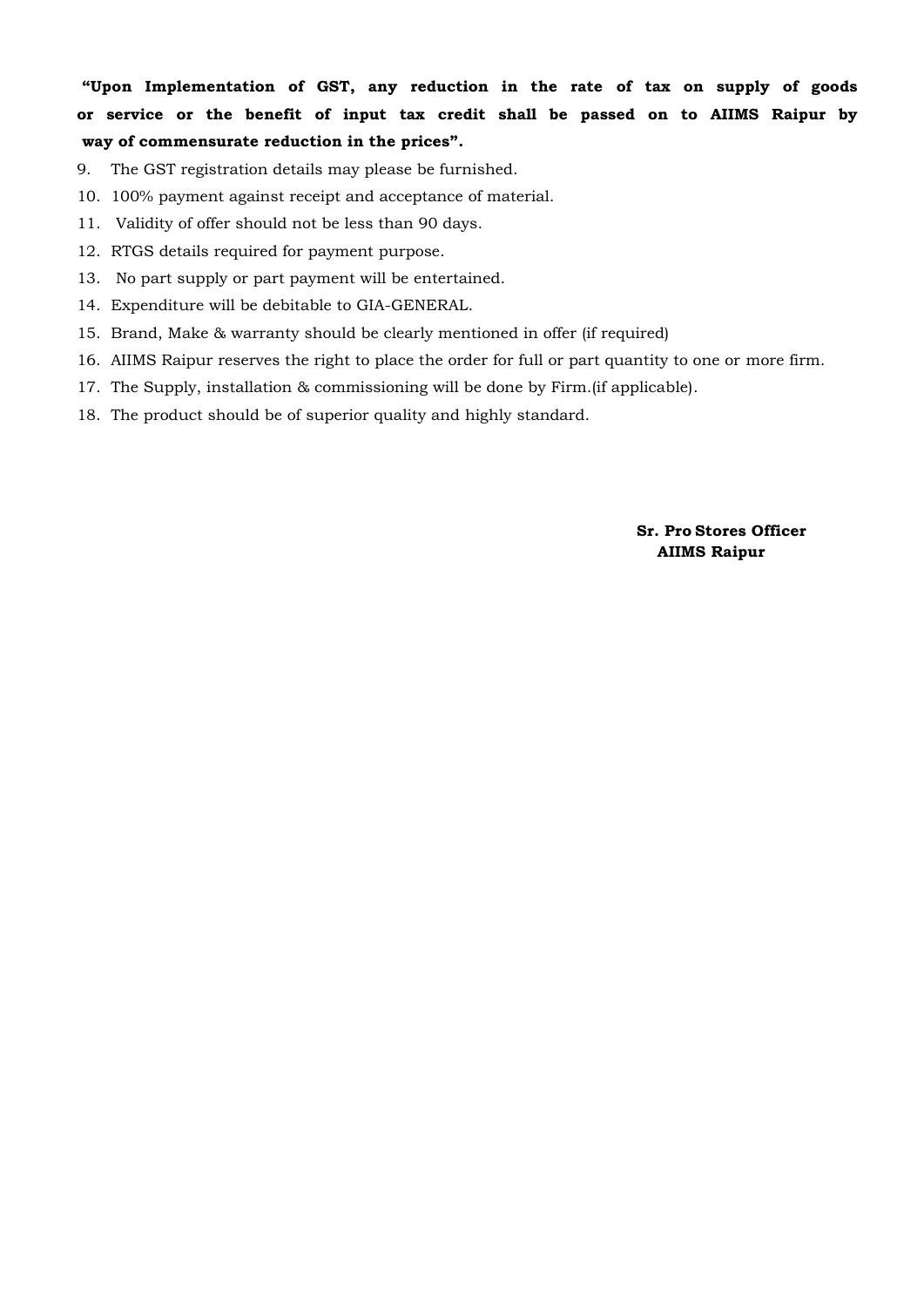**"Upon Implementation of GST, any reduction in the rate of tax on supply of goods or service or the benefit of input tax credit shall be passed on to AIIMS Raipur by way of commensurate reduction in the prices".**

9. The GST registration details may please be furnished.
10. 100% payment against receipt and acceptance of material.
11. Validity of offer should not be less than 90 days.
12. RTGS details required for payment purpose.
13. No part supply or part payment will be entertained.
14. Expenditure will be debitable to GIA-GENERAL.
15. Brand, Make & warranty should be clearly mentioned in offer (if required)
16. AIIMS Raipur reserves the right to place the order for full or part quantity to one or more firm.
17. The Supply, installation & commissioning will be done by Firm.(if applicable).
18. The product should be of superior quality and highly standard.

**Sr. Pro Stores Officer**
**AIIMS Raipur**